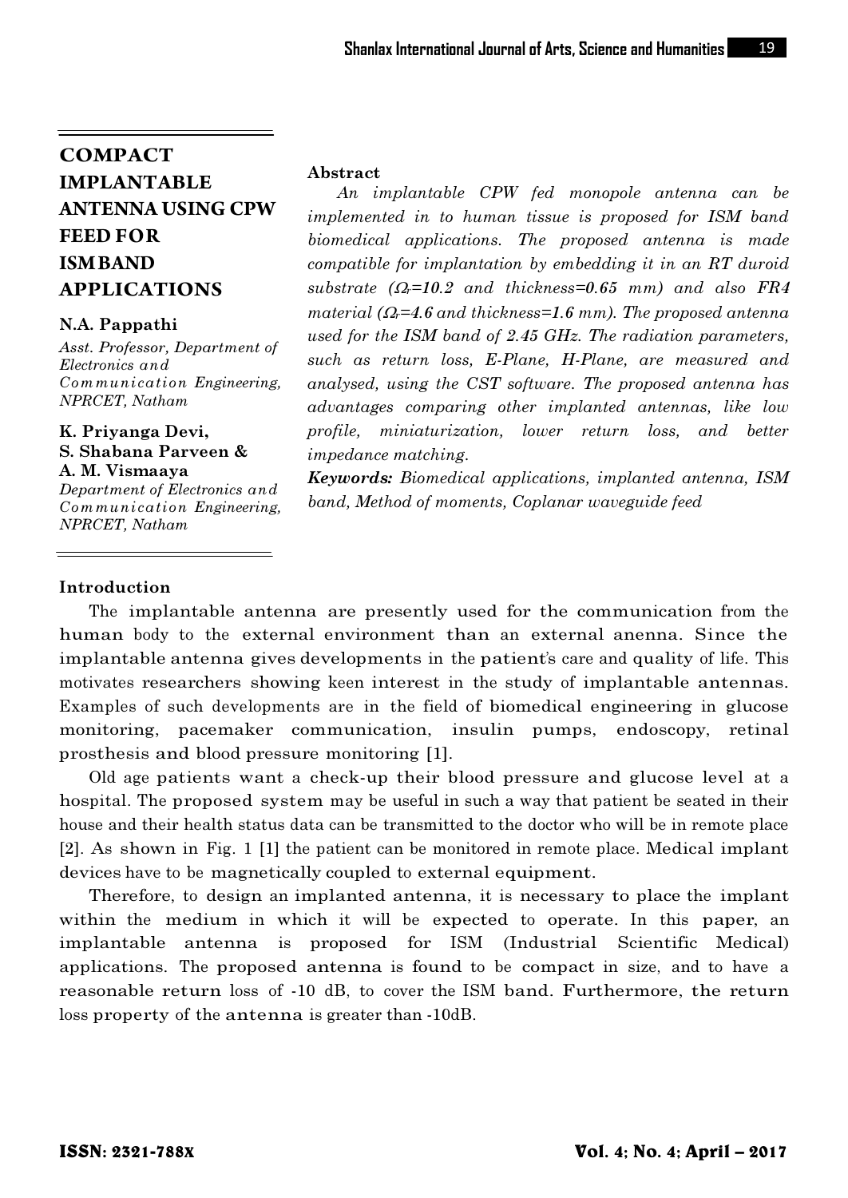# COMPACT IMPLANTABLE ANTENNA USING CPW FEED FOR ISM BAND APPLICATIONS

**N.A. Pappathi**

*Asst. Professor, Department of Electronics and Communication Engineering, NPRCET, Natham*

**K. Priyanga Devi, S. Shabana Parveen & A. M. Vismaaya**

*Department of Electronics and Communication Engineering, NPRCET, Natham*

**Abstract**

*An implantable CPW fed monopole antenna can be implemented in to human tissue is proposed for ISM band biomedical applications. The proposed antenna is made compatible for implantation by embedding it in an RT duroid substrate ($\Omega_r$=**10.2** and thickness=**0.65** mm) and also FR4 material ($\Omega_r$=**4.6** and thickness=**1.6** mm). The proposed antenna used for the ISM band of 2.45 GHz. The radiation parameters, such as return loss, E-Plane, H-Plane, are measured and analysed, using the CST software. The proposed antenna has advantages comparing other implanted antennas, like low profile, miniaturization, lower return loss, and better impedance matching.*

***Keywords:*** *Biomedical applications, implanted antenna, ISM band, Method of moments, Coplanar waveguide feed*

## Introduction

The implantable antenna are presently used for the communication from the human body to the external environment than an external anenna. Since the implantable antenna gives developments in the patient's care and quality of life. This motivates researchers showing keen interest in the study of implantable antennas. Examples of such developments are in the field of biomedical engineering in glucose monitoring, pacemaker communication, insulin pumps, endoscopy, retinal prosthesis and blood pressure monitoring [1].

Old age patients want a check-up their blood pressure and glucose level at a hospital. The proposed system may be useful in such a way that patient be seated in their house and their health status data can be transmitted to the doctor who will be in remote place [2]. As shown in Fig. 1 [1] the patient can be monitored in remote place. Medical implant devices have to be magnetically coupled to external equipment.

Therefore, to design an implanted antenna, it is necessary to place the implant within the medium in which it will be expected to operate. In this paper, an implantable antenna is proposed for ISM (Industrial Scientific Medical) applications. The proposed antenna is found to be compact in size, and to have a reasonable return loss of -10 dB, to cover the ISM band. Furthermore, the return loss property of the antenna is greater than -10dB.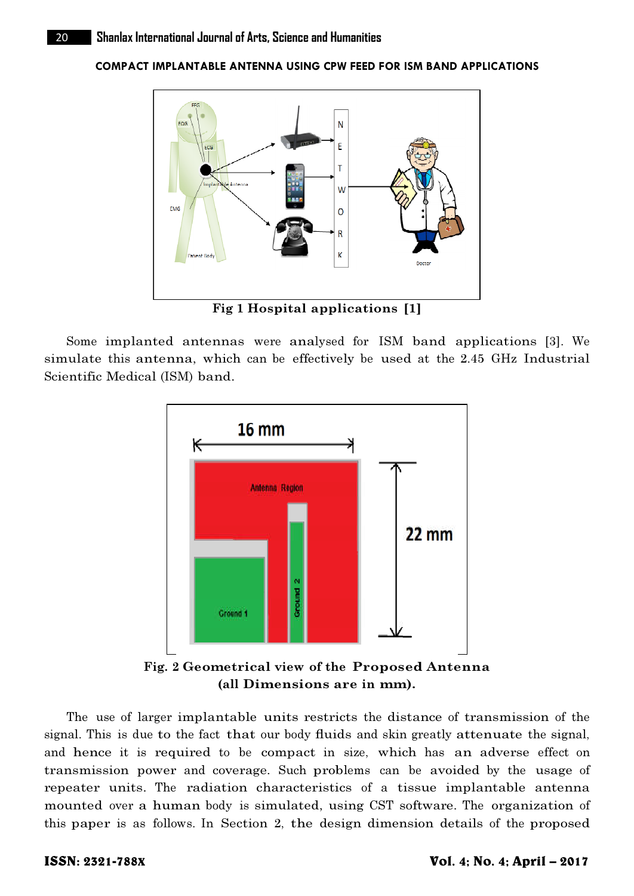Fig 1 Hospital applications [1]

Some implanted antennas were analysed for ISM band applications [3]. We simulate this antenna, which can be effectively be used at the 2.45 GHz Industrial Scientific Medical (ISM) band.

**Fig. 2 Geometrical view of the Proposed Antenna (all Dimensions are in mm).**

The use of larger implantable units restricts the distance of transmission of the signal. This is due to the fact that our body fluids and skin greatly attenuate the signal, and hence it is required to be compact in size, which has an adverse effect on transmission power and coverage. Such problems can be avoided by the usage of repeater units. The radiation characteristics of a tissue implantable antenna mounted over a human body is simulated, using CST software. The organization of this paper is as follows. In Section 2, the design dimension details of the proposed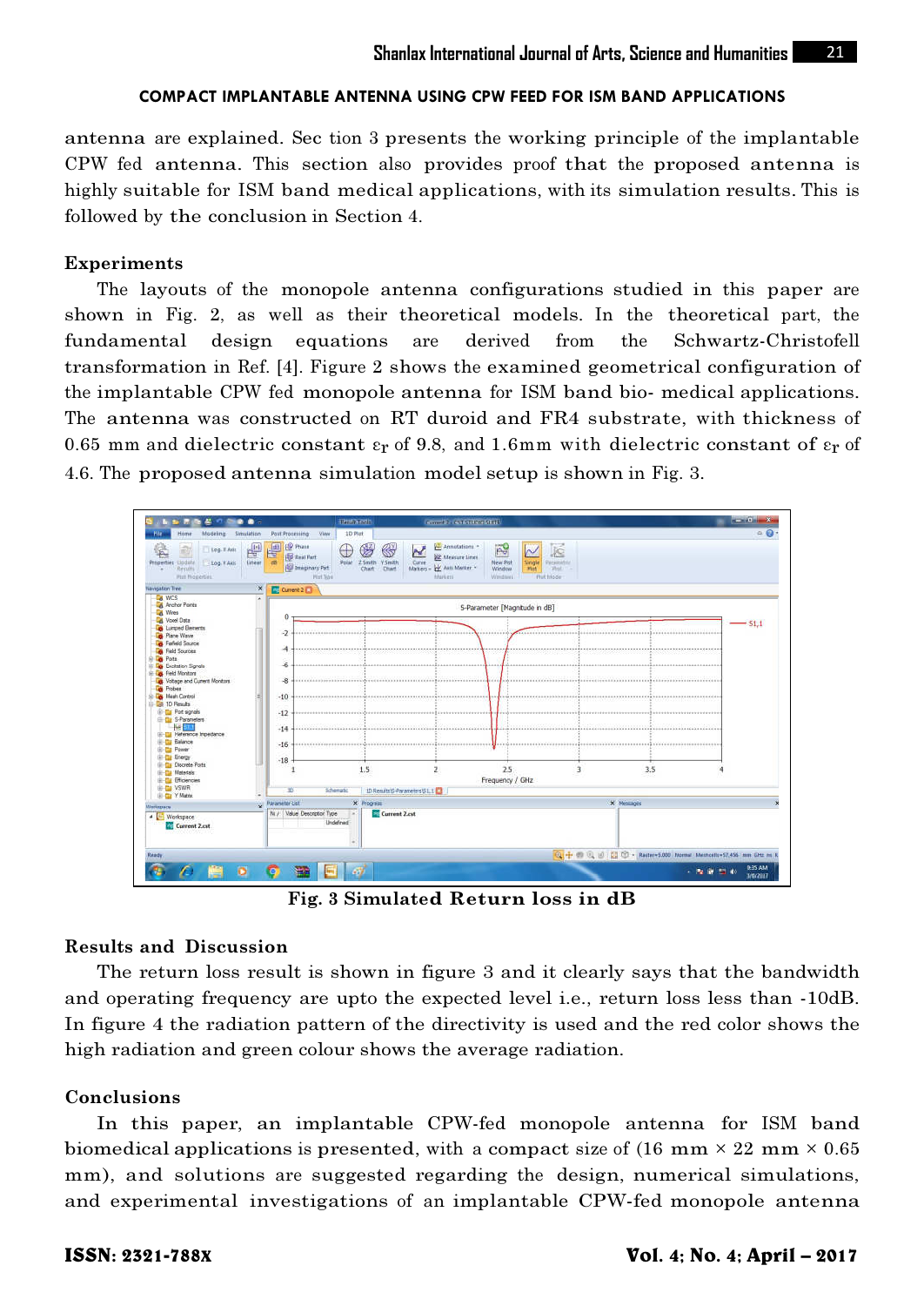antenna are explained. Sec tion 3 presents the working principle of the implantable CPW fed antenna. This section also provides proof that the proposed antenna is highly suitable for ISM band medical applications, with its simulation results. This is followed by the conclusion in Section 4.

### Experiments

The layouts of the monopole antenna configurations studied in this paper are shown in Fig. 2, as well as their theoretical models. In the theoretical part, the fundamental design equations are derived from the Schwartz-Christofell transformation in Ref. [4]. Figure 2 shows the examined geometrical configuration of the implantable CPW fed monopole antenna for ISM band bio- medical applications. The antenna was constructed on RT duroid and FR4 substrate, with thickness of 0.65 mm and dielectric constant $\varepsilon_r$ of 9.8, and 1.6mm with dielectric constant of $\varepsilon_r$ of 4.6. The proposed antenna simulation model setup is shown in Fig. 3.

**Fig. 3 Simulated Return loss in dB**

### Results and Discussion

The return loss result is shown in figure 3 and it clearly says that the bandwidth and operating frequency are upto the expected level i.e., return loss less than -10dB. In figure 4 the radiation pattern of the directivity is used and the red color shows the high radiation and green colour shows the average radiation.

### Conclusions

In this paper, an implantable CPW-fed monopole antenna for ISM band biomedical applications is presented, with a compact size of (16 mm × 22 mm × 0.65 mm), and solutions are suggested regarding the design, numerical simulations, and experimental investigations of an implantable CPW-fed monopole antenna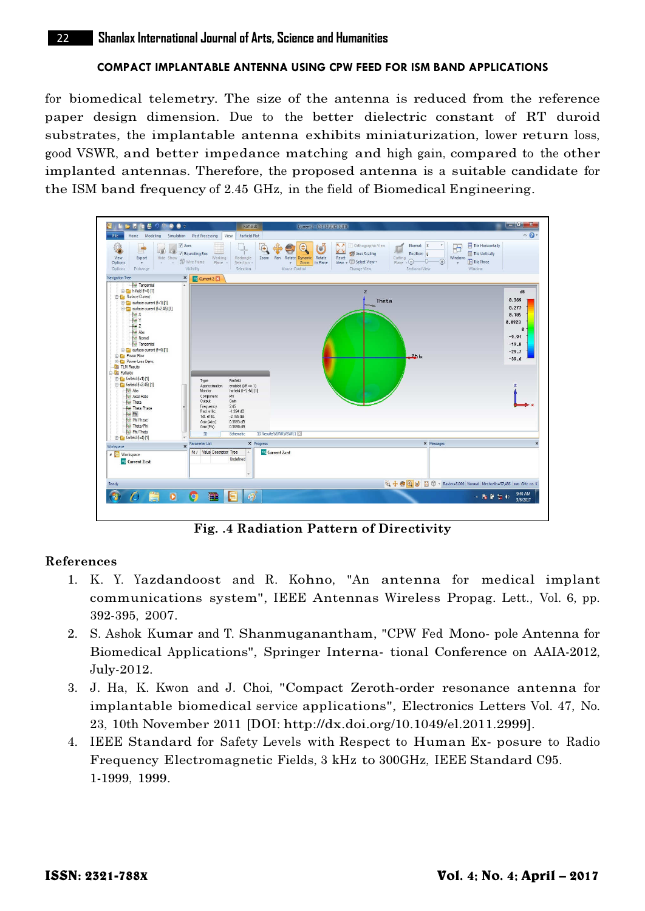for biomedical telemetry. The size of the antenna is reduced from the reference paper design dimension. Due to the better dielectric constant of RT duroid substrates, the implantable antenna exhibits miniaturization, lower return loss, good VSWR, and better impedance matching and high gain, compared to the other implanted antennas. Therefore, the proposed antenna is a suitable candidate for the ISM band frequency of 2.45 GHz, in the field of Biomedical Engineering.

Fig. .4 Radiation Pattern of Directivity

## References

1. K. Y. Yazdandoost and R. Kohno, "An antenna for medical implant communications system", IEEE Antennas Wireless Propag. Lett., Vol. 6, pp. 392-395, 2007.
2. S. Ashok Kumar and T. Shanmuganantham, "CPW Fed Mono- pole Antenna for Biomedical Applications", Springer Interna- tional Conference on AAIA-2012, July-2012.
3. J. Ha, K. Kwon and J. Choi, "Compact Zeroth-order resonance antenna for implantable biomedical service applications", Electronics Letters Vol. 47, No. 23, 10th November 2011 [DOI: http://dx.doi.org/10.1049/el.2011.2999].
4. IEEE Standard for Safety Levels with Respect to Human Ex- posure to Radio Frequency Electromagnetic Fields, 3 kHz to 300GHz, IEEE Standard C95. 1-1999, 1999.